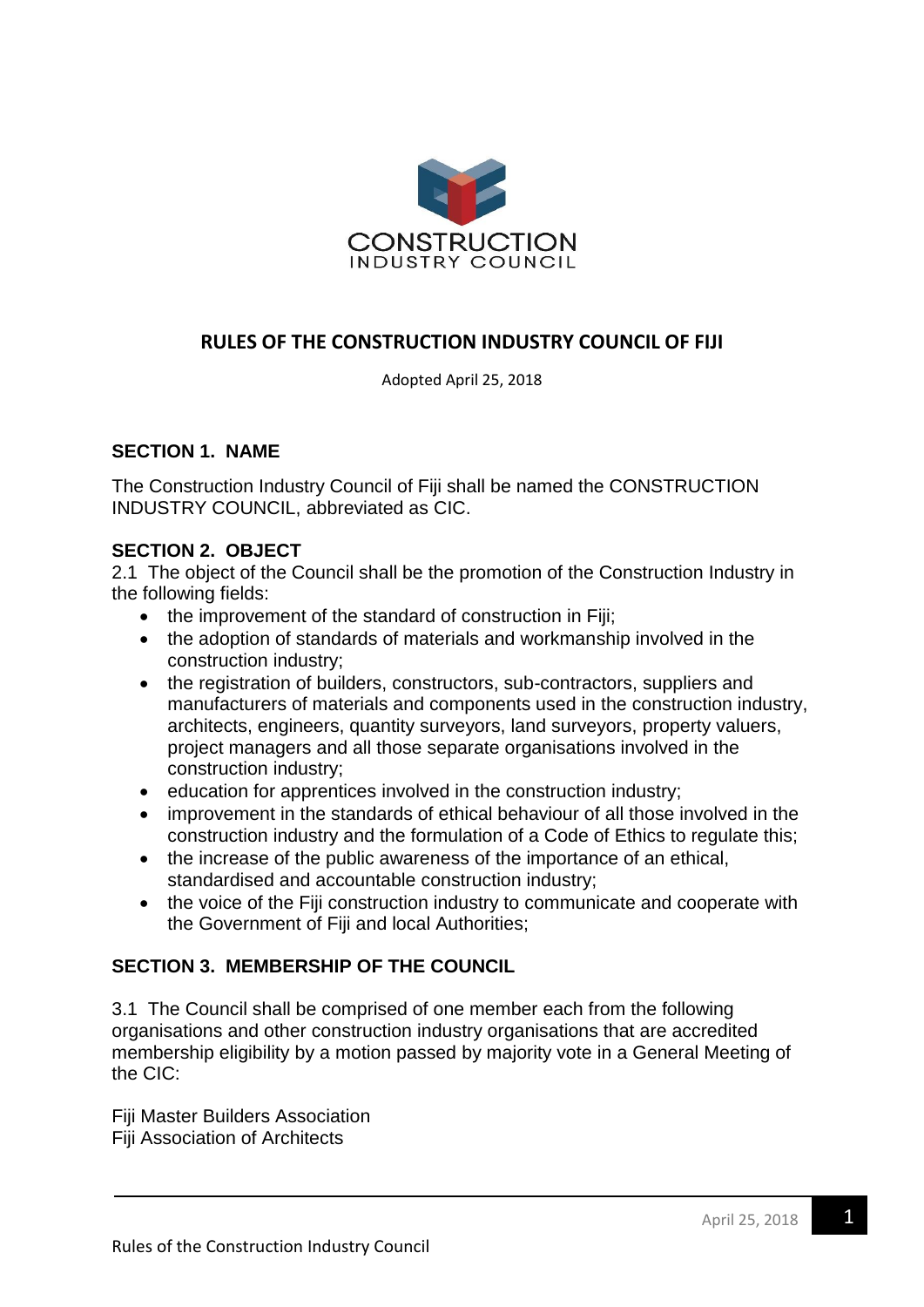# RULES OF THE CONSTRUCTION INDUSTRY COUNCIL OF FIJI

Adopted April 25, 2018

## SECTION 1. NAME

The Construction Industry Council of Fiji shall be named the CONSTRUCTION INDUSTRY COUNCIL, abbreviated as CIC.

## SECTION 2. OBJECT

2.1 The object of the Council shall be the promotion of the Construction Industry in the following fields:

- the improvement of the standard of construction in Fiji;
- the adoption of standards of materials and workmanship involved in the construction industry;
- the registration of builders, constructors, sub-contractors, suppliers and manufacturers of materials and components used in the construction industry, architects, engineers, quantity surveyors, land surveyors, property valuers, project managers and all those separate organisations involved in the construction industry;
- education for apprentices involved in the construction industry;
- improvement in the standards of ethical behaviour of all those involved in the construction industry and the formulation of a Code of Ethics to regulate this;
- the increase of the public awareness of the importance of an ethical, standardised and accountable construction industry;
- the voice of the Fiji construction industry to communicate and cooperate with the Government of Fiji and local Authorities;

## SECTION 3. MEMBERSHIP OF THE COUNCIL

3.1 The Council shall be comprised of one member each from the following organisations and other construction industry organisations that are accredited membership eligibility by a motion passed by majority vote in a General Meeting of the CIC:

Fiji Master Builders Association
Fiji Association of Architects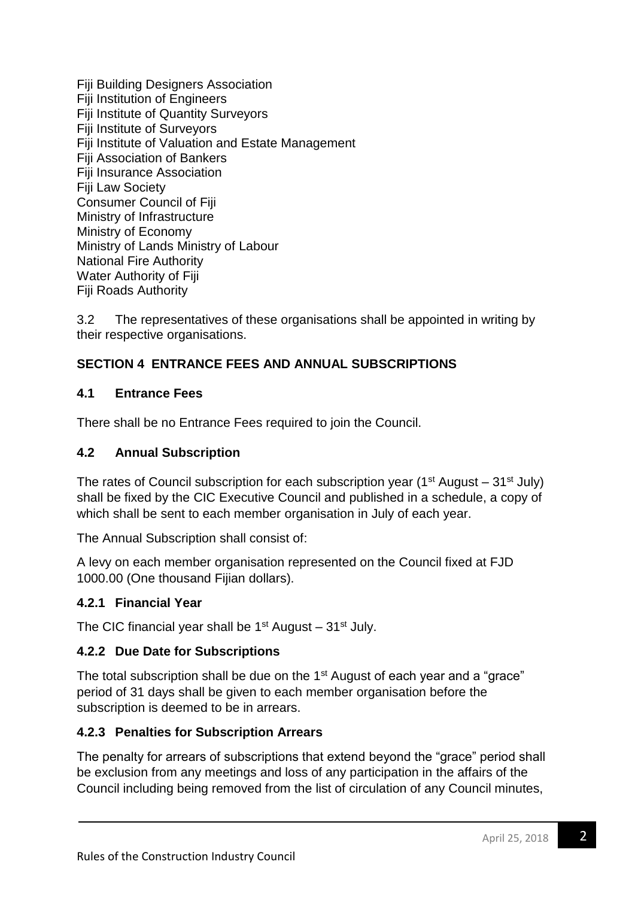Fiji Building Designers Association  
Fiji Institution of Engineers  
Fiji Institute of Quantity Surveyors  
Fiji Institute of Surveyors  
Fiji Institute of Valuation and Estate Management  
Fiji Association of Bankers  
Fiji Insurance Association  
Fiji Law Society  
Consumer Council of Fiji  
Ministry of Infrastructure  
Ministry of Economy  
Ministry of Lands Ministry of Labour  
National Fire Authority  
Water Authority of Fiji  
Fiji Roads Authority

3.2 The representatives of these organisations shall be appointed in writing by their respective organisations.

## SECTION 4 ENTRANCE FEES AND ANNUAL SUBSCRIPTIONS

### 4.1 Entrance Fees

There shall be no Entrance Fees required to join the Council.

### 4.2 Annual Subscription

The rates of Council subscription for each subscription year (1st August – 31st July) shall be fixed by the CIC Executive Council and published in a schedule, a copy of which shall be sent to each member organisation in July of each year.

The Annual Subscription shall consist of:

A levy on each member organisation represented on the Council fixed at FJD 1000.00 (One thousand Fijian dollars).

#### 4.2.1 Financial Year

The CIC financial year shall be 1st August – 31st July.

#### 4.2.2 Due Date for Subscriptions

The total subscription shall be due on the 1st August of each year and a "grace" period of 31 days shall be given to each member organisation before the subscription is deemed to be in arrears.

#### 4.2.3 Penalties for Subscription Arrears

The penalty for arrears of subscriptions that extend beyond the "grace" period shall be exclusion from any meetings and loss of any participation in the affairs of the Council including being removed from the list of circulation of any Council minutes,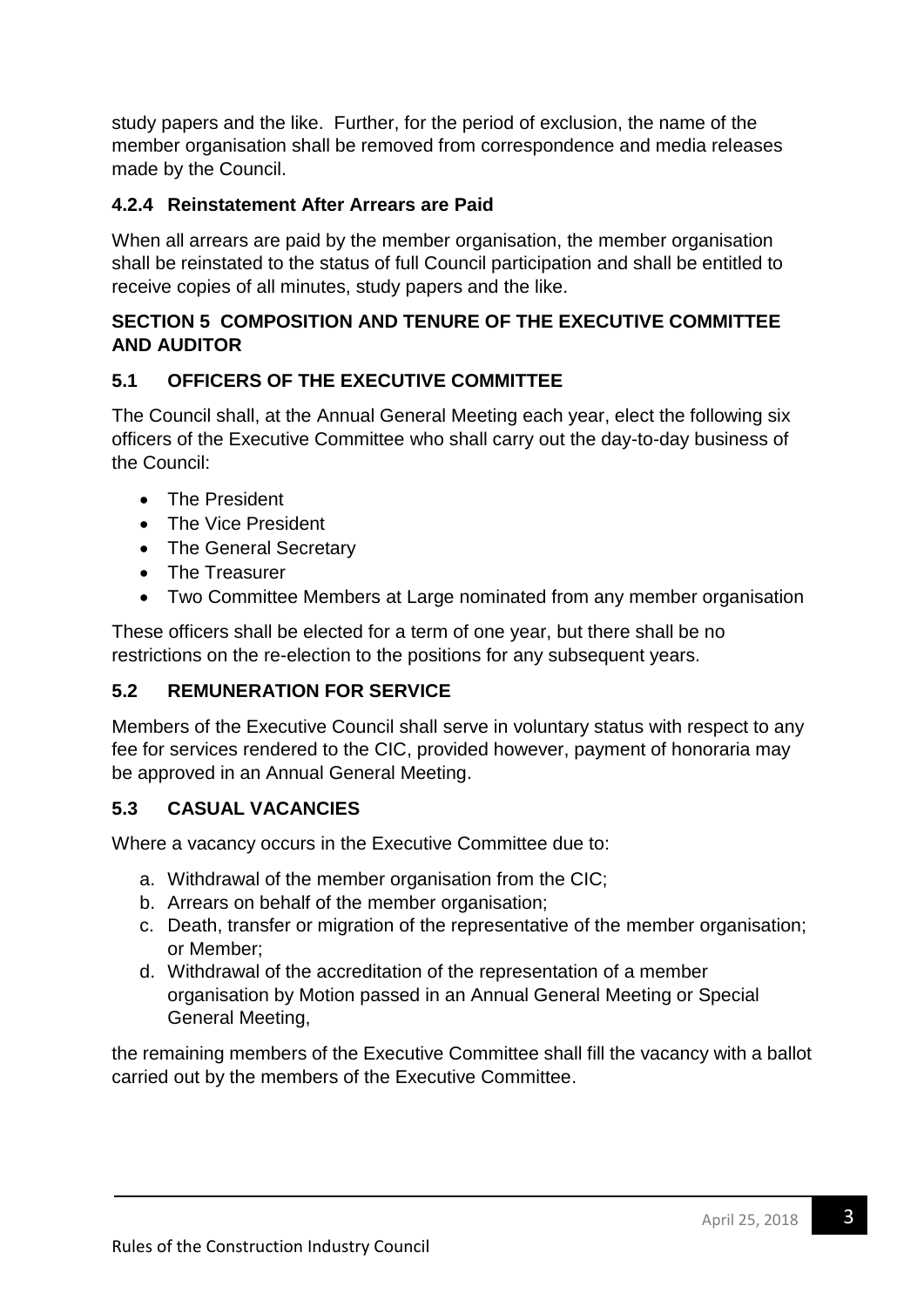study papers and the like. Further, for the period of exclusion, the name of the member organisation shall be removed from correspondence and media releases made by the Council.

#### 4.2.4 Reinstatement After Arrears are Paid

When all arrears are paid by the member organisation, the member organisation shall be reinstated to the status of full Council participation and shall be entitled to receive copies of all minutes, study papers and the like.

## SECTION 5 COMPOSITION AND TENURE OF THE EXECUTIVE COMMITTEE AND AUDITOR

### 5.1 OFFICERS OF THE EXECUTIVE COMMITTEE

The Council shall, at the Annual General Meeting each year, elect the following six officers of the Executive Committee who shall carry out the day-to-day business of the Council:

- The President
- The Vice President
- The General Secretary
- The Treasurer
- Two Committee Members at Large nominated from any member organisation

These officers shall be elected for a term of one year, but there shall be no restrictions on the re-election to the positions for any subsequent years.

### 5.2 REMUNERATION FOR SERVICE

Members of the Executive Council shall serve in voluntary status with respect to any fee for services rendered to the CIC, provided however, payment of honoraria may be approved in an Annual General Meeting.

### 5.3 CASUAL VACANCIES

Where a vacancy occurs in the Executive Committee due to:

a. Withdrawal of the member organisation from the CIC;
b. Arrears on behalf of the member organisation;
c. Death, transfer or migration of the representative of the member organisation; or Member;
d. Withdrawal of the accreditation of the representation of a member organisation by Motion passed in an Annual General Meeting or Special General Meeting,

the remaining members of the Executive Committee shall fill the vacancy with a ballot carried out by the members of the Executive Committee.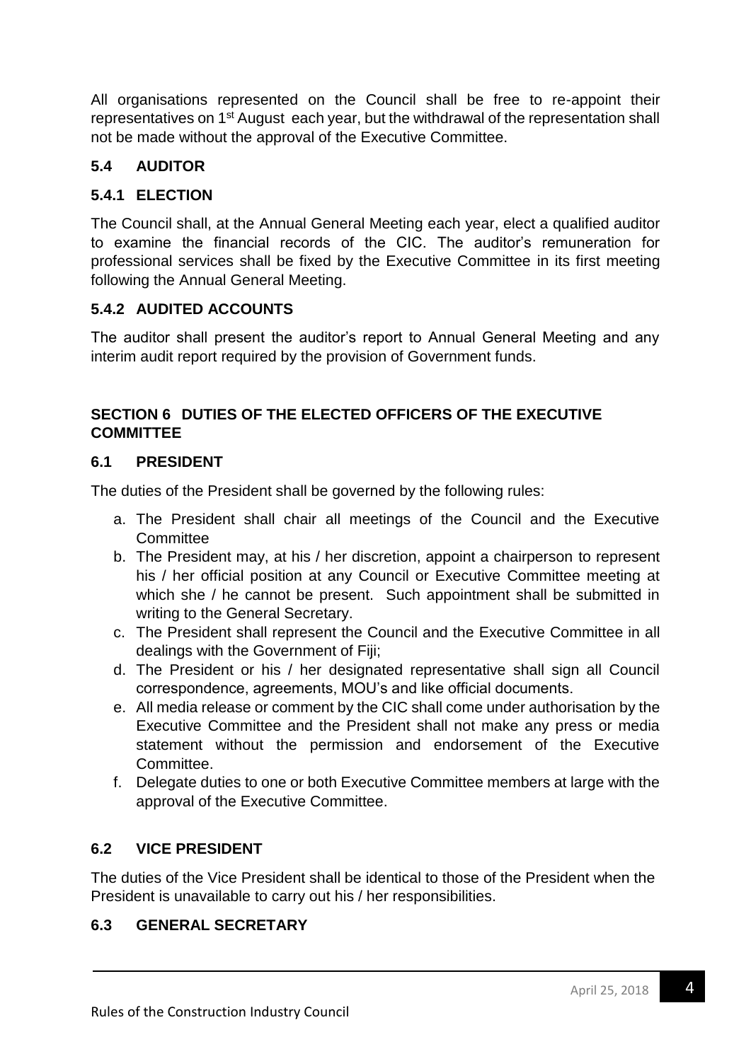All organisations represented on the Council shall be free to re-appoint their representatives on 1st August each year, but the withdrawal of the representation shall not be made without the approval of the Executive Committee.

### 5.4 AUDITOR

#### 5.4.1 ELECTION

The Council shall, at the Annual General Meeting each year, elect a qualified auditor to examine the financial records of the CIC. The auditor's remuneration for professional services shall be fixed by the Executive Committee in its first meeting following the Annual General Meeting.

#### 5.4.2 AUDITED ACCOUNTS

The auditor shall present the auditor's report to Annual General Meeting and any interim audit report required by the provision of Government funds.

## SECTION 6 DUTIES OF THE ELECTED OFFICERS OF THE EXECUTIVE COMMITTEE

### 6.1 PRESIDENT

The duties of the President shall be governed by the following rules:

a. The President shall chair all meetings of the Council and the Executive Committee
b. The President may, at his / her discretion, appoint a chairperson to represent his / her official position at any Council or Executive Committee meeting at which she / he cannot be present. Such appointment shall be submitted in writing to the General Secretary.
c. The President shall represent the Council and the Executive Committee in all dealings with the Government of Fiji;
d. The President or his / her designated representative shall sign all Council correspondence, agreements, MOU's and like official documents.
e. All media release or comment by the CIC shall come under authorisation by the Executive Committee and the President shall not make any press or media statement without the permission and endorsement of the Executive Committee.
f. Delegate duties to one or both Executive Committee members at large with the approval of the Executive Committee.

### 6.2 VICE PRESIDENT

The duties of the Vice President shall be identical to those of the President when the President is unavailable to carry out his / her responsibilities.

### 6.3 GENERAL SECRETARY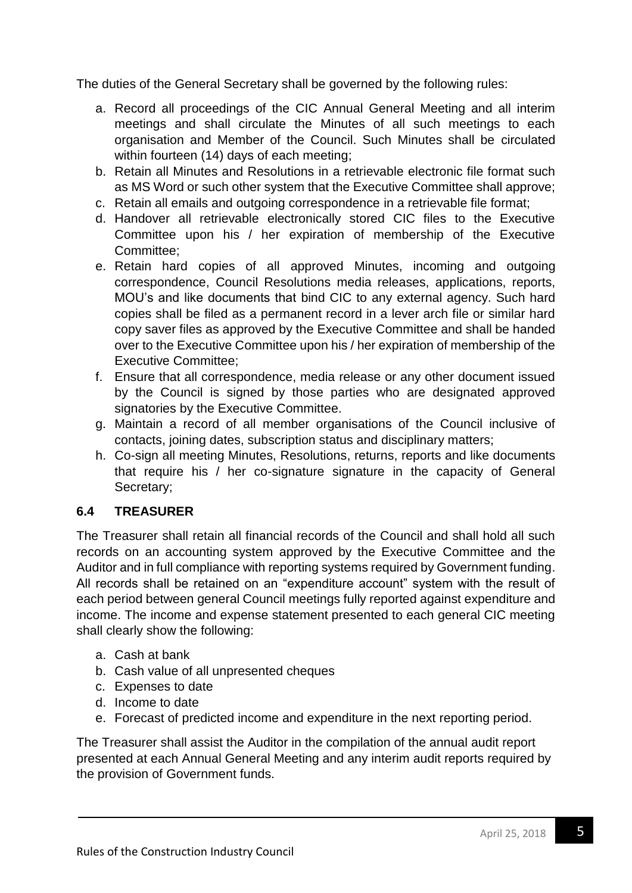The duties of the General Secretary shall be governed by the following rules:

a. Record all proceedings of the CIC Annual General Meeting and all interim meetings and shall circulate the Minutes of all such meetings to each organisation and Member of the Council. Such Minutes shall be circulated within fourteen (14) days of each meeting;
b. Retain all Minutes and Resolutions in a retrievable electronic file format such as MS Word or such other system that the Executive Committee shall approve;
c. Retain all emails and outgoing correspondence in a retrievable file format;
d. Handover all retrievable electronically stored CIC files to the Executive Committee upon his / her expiration of membership of the Executive Committee;
e. Retain hard copies of all approved Minutes, incoming and outgoing correspondence, Council Resolutions media releases, applications, reports, MOU's and like documents that bind CIC to any external agency. Such hard copies shall be filed as a permanent record in a lever arch file or similar hard copy saver files as approved by the Executive Committee and shall be handed over to the Executive Committee upon his / her expiration of membership of the Executive Committee;
f. Ensure that all correspondence, media release or any other document issued by the Council is signed by those parties who are designated approved signatories by the Executive Committee.
g. Maintain a record of all member organisations of the Council inclusive of contacts, joining dates, subscription status and disciplinary matters;
h. Co-sign all meeting Minutes, Resolutions, returns, reports and like documents that require his / her co-signature signature in the capacity of General Secretary;

### 6.4 TREASURER

The Treasurer shall retain all financial records of the Council and shall hold all such records on an accounting system approved by the Executive Committee and the Auditor and in full compliance with reporting systems required by Government funding. All records shall be retained on an "expenditure account" system with the result of each period between general Council meetings fully reported against expenditure and income. The income and expense statement presented to each general CIC meeting shall clearly show the following:

a. Cash at bank
b. Cash value of all unpresented cheques
c. Expenses to date
d. Income to date
e. Forecast of predicted income and expenditure in the next reporting period.

The Treasurer shall assist the Auditor in the compilation of the annual audit report presented at each Annual General Meeting and any interim audit reports required by the provision of Government funds.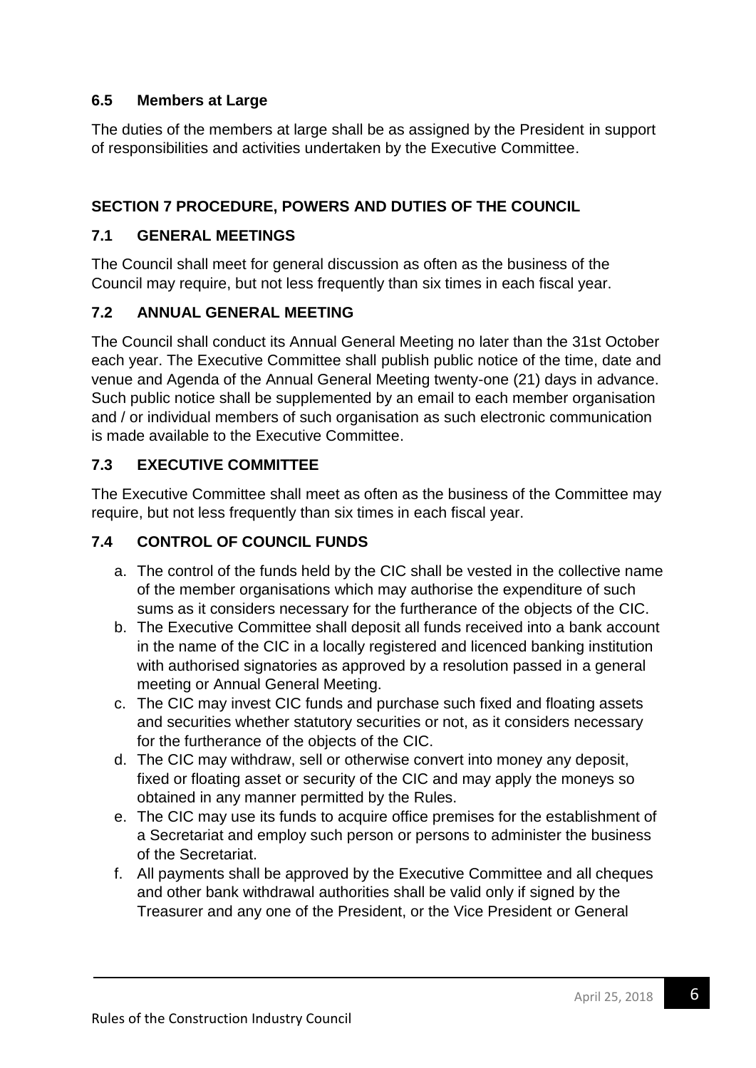### 6.5 Members at Large

The duties of the members at large shall be as assigned by the President in support of responsibilities and activities undertaken by the Executive Committee.

## SECTION 7 PROCEDURE, POWERS AND DUTIES OF THE COUNCIL

### 7.1 GENERAL MEETINGS

The Council shall meet for general discussion as often as the business of the Council may require, but not less frequently than six times in each fiscal year.

### 7.2 ANNUAL GENERAL MEETING

The Council shall conduct its Annual General Meeting no later than the 31st October each year. The Executive Committee shall publish public notice of the time, date and venue and Agenda of the Annual General Meeting twenty-one (21) days in advance. Such public notice shall be supplemented by an email to each member organisation and / or individual members of such organisation as such electronic communication is made available to the Executive Committee.

### 7.3 EXECUTIVE COMMITTEE

The Executive Committee shall meet as often as the business of the Committee may require, but not less frequently than six times in each fiscal year.

### 7.4 CONTROL OF COUNCIL FUNDS

a. The control of the funds held by the CIC shall be vested in the collective name of the member organisations which may authorise the expenditure of such sums as it considers necessary for the furtherance of the objects of the CIC.
b. The Executive Committee shall deposit all funds received into a bank account in the name of the CIC in a locally registered and licenced banking institution with authorised signatories as approved by a resolution passed in a general meeting or Annual General Meeting.
c. The CIC may invest CIC funds and purchase such fixed and floating assets and securities whether statutory securities or not, as it considers necessary for the furtherance of the objects of the CIC.
d. The CIC may withdraw, sell or otherwise convert into money any deposit, fixed or floating asset or security of the CIC and may apply the moneys so obtained in any manner permitted by the Rules.
e. The CIC may use its funds to acquire office premises for the establishment of a Secretariat and employ such person or persons to administer the business of the Secretariat.
f. All payments shall be approved by the Executive Committee and all cheques and other bank withdrawal authorities shall be valid only if signed by the Treasurer and any one of the President, or the Vice President or General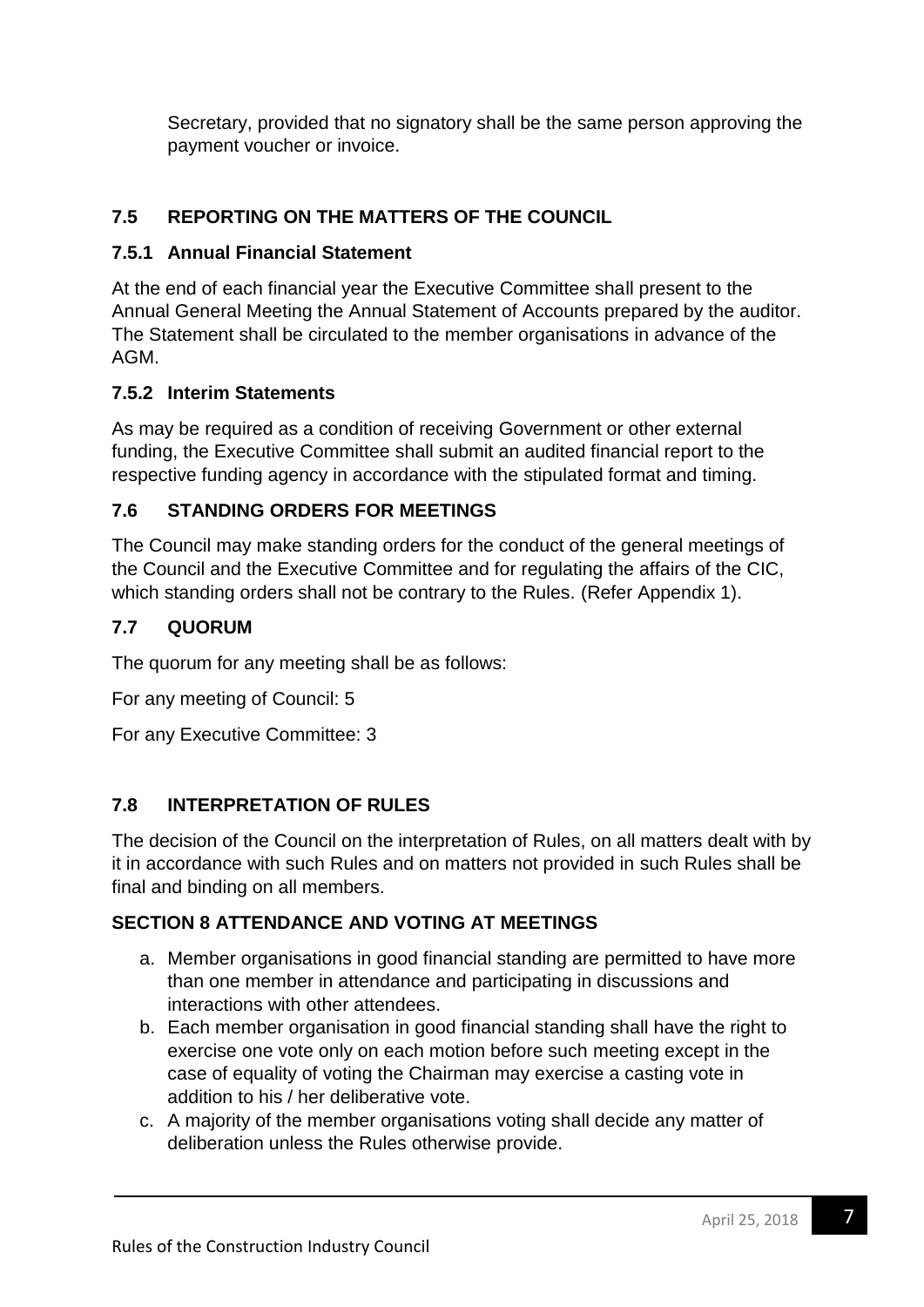Secretary, provided that no signatory shall be the same person approving the payment voucher or invoice.

### 7.5 REPORTING ON THE MATTERS OF THE COUNCIL

#### 7.5.1 Annual Financial Statement

At the end of each financial year the Executive Committee shall present to the Annual General Meeting the Annual Statement of Accounts prepared by the auditor. The Statement shall be circulated to the member organisations in advance of the AGM.

#### 7.5.2 Interim Statements

As may be required as a condition of receiving Government or other external funding, the Executive Committee shall submit an audited financial report to the respective funding agency in accordance with the stipulated format and timing.

### 7.6 STANDING ORDERS FOR MEETINGS

The Council may make standing orders for the conduct of the general meetings of the Council and the Executive Committee and for regulating the affairs of the CIC, which standing orders shall not be contrary to the Rules. (Refer Appendix 1).

### 7.7 QUORUM

The quorum for any meeting shall be as follows:

For any meeting of Council: 5

For any Executive Committee: 3

### 7.8 INTERPRETATION OF RULES

The decision of the Council on the interpretation of Rules, on all matters dealt with by it in accordance with such Rules and on matters not provided in such Rules shall be final and binding on all members.

## SECTION 8 ATTENDANCE AND VOTING AT MEETINGS

a. Member organisations in good financial standing are permitted to have more than one member in attendance and participating in discussions and interactions with other attendees.
b. Each member organisation in good financial standing shall have the right to exercise one vote only on each motion before such meeting except in the case of equality of voting the Chairman may exercise a casting vote in addition to his / her deliberative vote.
c. A majority of the member organisations voting shall decide any matter of deliberation unless the Rules otherwise provide.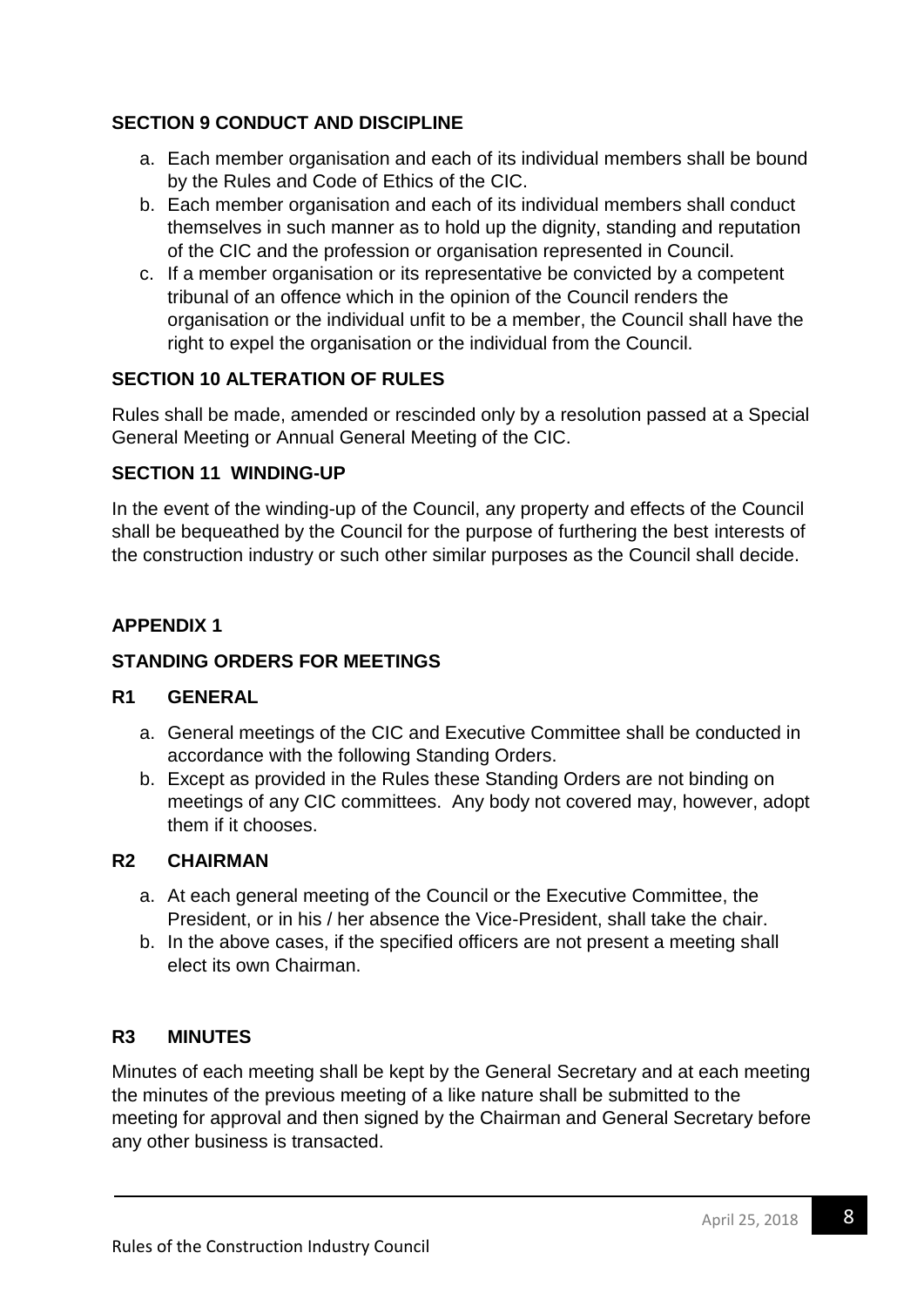## SECTION 9 CONDUCT AND DISCIPLINE

a. Each member organisation and each of its individual members shall be bound by the Rules and Code of Ethics of the CIC.
b. Each member organisation and each of its individual members shall conduct themselves in such manner as to hold up the dignity, standing and reputation of the CIC and the profession or organisation represented in Council.
c. If a member organisation or its representative be convicted by a competent tribunal of an offence which in the opinion of the Council renders the organisation or the individual unfit to be a member, the Council shall have the right to expel the organisation or the individual from the Council.

## SECTION 10 ALTERATION OF RULES

Rules shall be made, amended or rescinded only by a resolution passed at a Special General Meeting or Annual General Meeting of the CIC.

## SECTION 11 WINDING-UP

In the event of the winding-up of the Council, any property and effects of the Council shall be bequeathed by the Council for the purpose of furthering the best interests of the construction industry or such other similar purposes as the Council shall decide.

## APPENDIX 1

## STANDING ORDERS FOR MEETINGS

### R1 GENERAL

a. General meetings of the CIC and Executive Committee shall be conducted in accordance with the following Standing Orders.
b. Except as provided in the Rules these Standing Orders are not binding on meetings of any CIC committees. Any body not covered may, however, adopt them if it chooses.

### R2 CHAIRMAN

a. At each general meeting of the Council or the Executive Committee, the President, or in his / her absence the Vice-President, shall take the chair.
b. In the above cases, if the specified officers are not present a meeting shall elect its own Chairman.

### R3 MINUTES

Minutes of each meeting shall be kept by the General Secretary and at each meeting the minutes of the previous meeting of a like nature shall be submitted to the meeting for approval and then signed by the Chairman and General Secretary before any other business is transacted.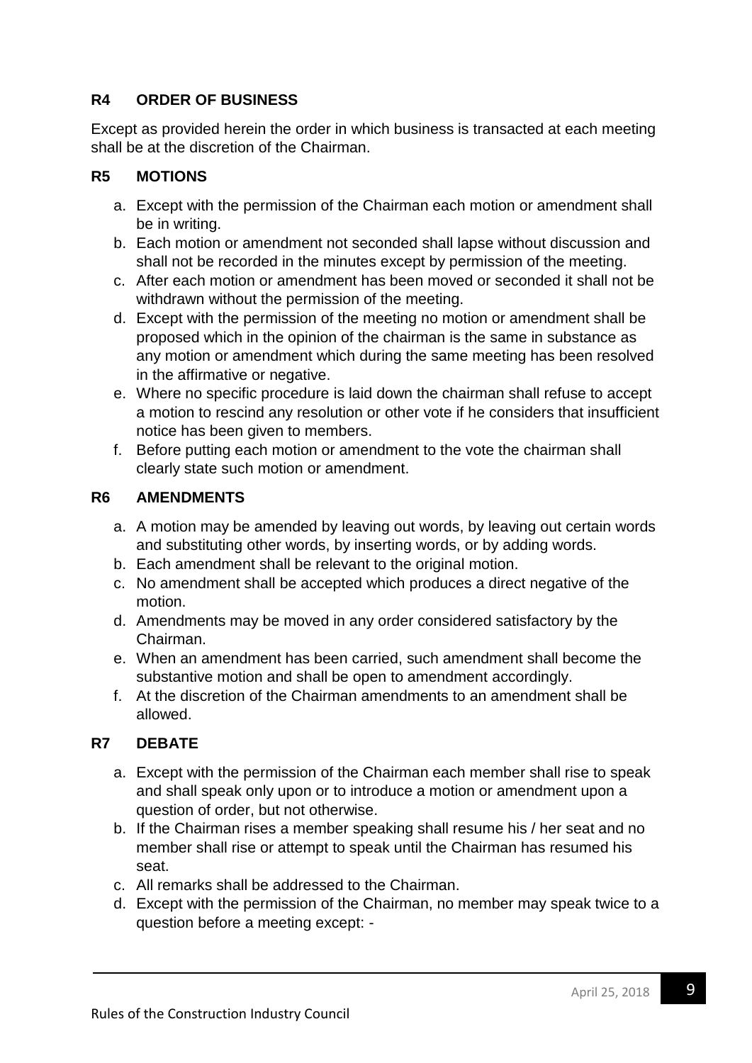## R4 ORDER OF BUSINESS

Except as provided herein the order in which business is transacted at each meeting shall be at the discretion of the Chairman.

## R5 MOTIONS

a. Except with the permission of the Chairman each motion or amendment shall be in writing.
b. Each motion or amendment not seconded shall lapse without discussion and shall not be recorded in the minutes except by permission of the meeting.
c. After each motion or amendment has been moved or seconded it shall not be withdrawn without the permission of the meeting.
d. Except with the permission of the meeting no motion or amendment shall be proposed which in the opinion of the chairman is the same in substance as any motion or amendment which during the same meeting has been resolved in the affirmative or negative.
e. Where no specific procedure is laid down the chairman shall refuse to accept a motion to rescind any resolution or other vote if he considers that insufficient notice has been given to members.
f. Before putting each motion or amendment to the vote the chairman shall clearly state such motion or amendment.

## R6 AMENDMENTS

a. A motion may be amended by leaving out words, by leaving out certain words and substituting other words, by inserting words, or by adding words.
b. Each amendment shall be relevant to the original motion.
c. No amendment shall be accepted which produces a direct negative of the motion.
d. Amendments may be moved in any order considered satisfactory by the Chairman.
e. When an amendment has been carried, such amendment shall become the substantive motion and shall be open to amendment accordingly.
f. At the discretion of the Chairman amendments to an amendment shall be allowed.

## R7 DEBATE

a. Except with the permission of the Chairman each member shall rise to speak and shall speak only upon or to introduce a motion or amendment upon a question of order, but not otherwise.
b. If the Chairman rises a member speaking shall resume his / her seat and no member shall rise or attempt to speak until the Chairman has resumed his seat.
c. All remarks shall be addressed to the Chairman.
d. Except with the permission of the Chairman, no member may speak twice to a question before a meeting except: -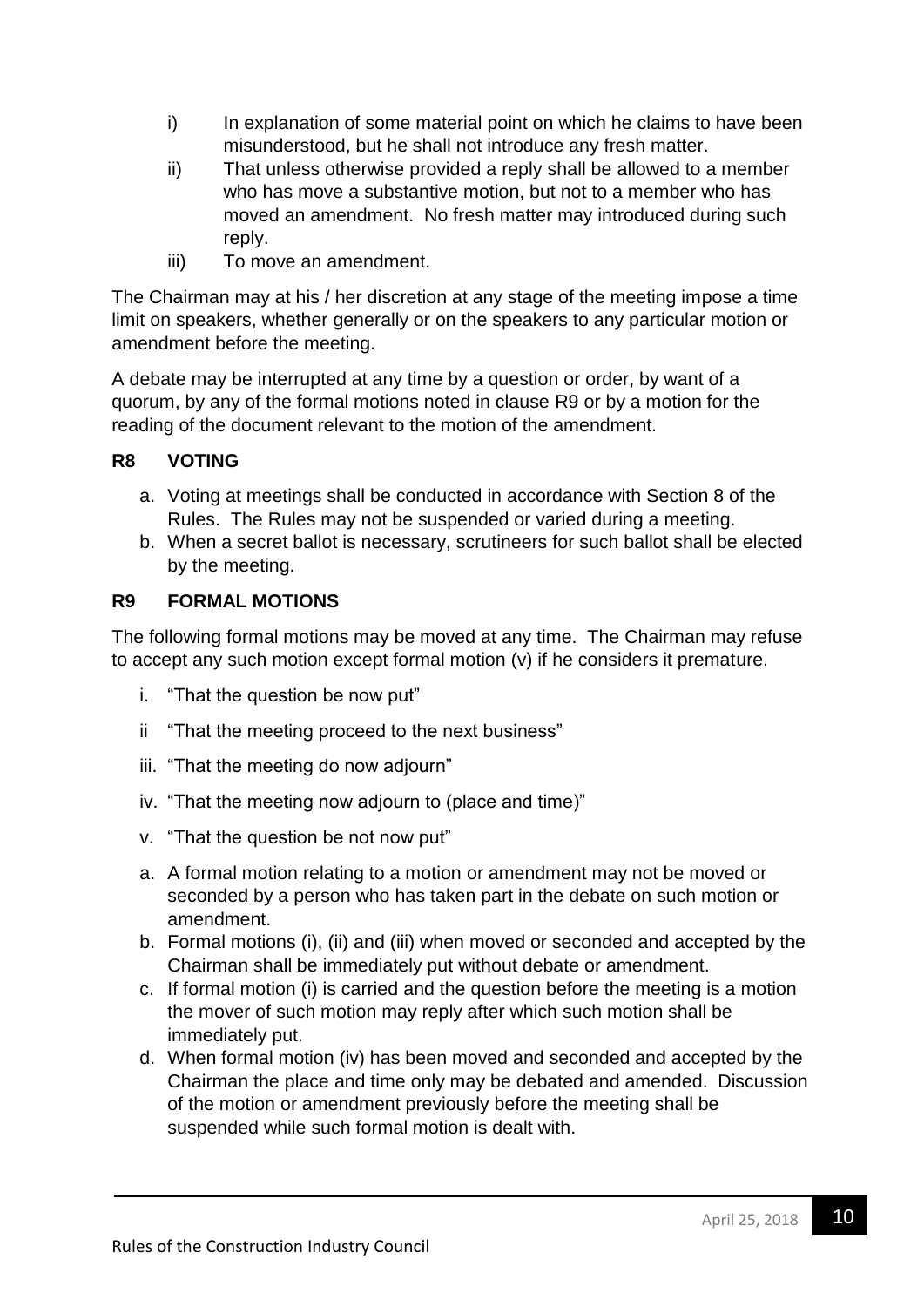i) In explanation of some material point on which he claims to have been misunderstood, but he shall not introduce any fresh matter.

ii) That unless otherwise provided a reply shall be allowed to a member who has move a substantive motion, but not to a member who has moved an amendment. No fresh matter may introduced during such reply.

iii) To move an amendment.

The Chairman may at his / her discretion at any stage of the meeting impose a time limit on speakers, whether generally or on the speakers to any particular motion or amendment before the meeting.

A debate may be interrupted at any time by a question or order, by want of a quorum, by any of the formal motions noted in clause R9 or by a motion for the reading of the document relevant to the motion of the amendment.

**R8 VOTING**

a. Voting at meetings shall be conducted in accordance with Section 8 of the Rules. The Rules may not be suspended or varied during a meeting.
b. When a secret ballot is necessary, scrutineers for such ballot shall be elected by the meeting.

**R9 FORMAL MOTIONS**

The following formal motions may be moved at any time. The Chairman may refuse to accept any such motion except formal motion (v) if he considers it premature.

i. "That the question be now put"

ii "That the meeting proceed to the next business"

iii. "That the meeting do now adjourn"

iv. "That the meeting now adjourn to (place and time)"

v. "That the question be not now put"

a. A formal motion relating to a motion or amendment may not be moved or seconded by a person who has taken part in the debate on such motion or amendment.
b. Formal motions (i), (ii) and (iii) when moved or seconded and accepted by the Chairman shall be immediately put without debate or amendment.
c. If formal motion (i) is carried and the question before the meeting is a motion the mover of such motion may reply after which such motion shall be immediately put.
d. When formal motion (iv) has been moved and seconded and accepted by the Chairman the place and time only may be debated and amended. Discussion of the motion or amendment previously before the meeting shall be suspended while such formal motion is dealt with.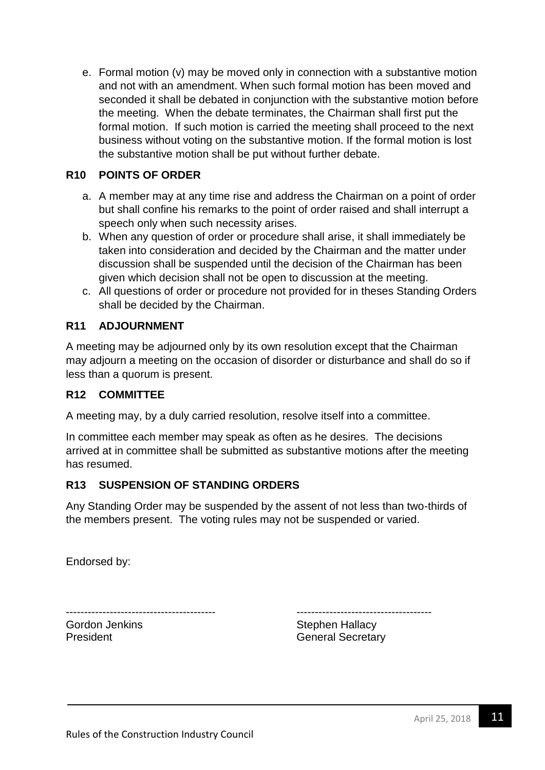e. Formal motion (v) may be moved only in connection with a substantive motion and not with an amendment. When such formal motion has been moved and seconded it shall be debated in conjunction with the substantive motion before the meeting. When the debate terminates, the Chairman shall first put the formal motion. If such motion is carried the meeting shall proceed to the next business without voting on the substantive motion. If the formal motion is lost the substantive motion shall be put without further debate.

### R10 POINTS OF ORDER

a. A member may at any time rise and address the Chairman on a point of order but shall confine his remarks to the point of order raised and shall interrupt a speech only when such necessity arises.
b. When any question of order or procedure shall arise, it shall immediately be taken into consideration and decided by the Chairman and the matter under discussion shall be suspended until the decision of the Chairman has been given which decision shall not be open to discussion at the meeting.
c. All questions of order or procedure not provided for in theses Standing Orders shall be decided by the Chairman.

### R11 ADJOURNMENT

A meeting may be adjourned only by its own resolution except that the Chairman may adjourn a meeting on the occasion of disorder or disturbance and shall do so if less than a quorum is present.

### R12 COMMITTEE

A meeting may, by a duly carried resolution, resolve itself into a committee.

In committee each member may speak as often as he desires. The decisions arrived at in committee shall be submitted as substantive motions after the meeting has resumed.

### R13 SUSPENSION OF STANDING ORDERS

Any Standing Order may be suspended by the assent of not less than two-thirds of the members present. The voting rules may not be suspended or varied.

Endorsed by:

| | |
|---|---|
| ----------------------------------------- | ------------------------------------- |
| Gordon Jenkins | Stephen Hallacy |
| President | General Secretary |